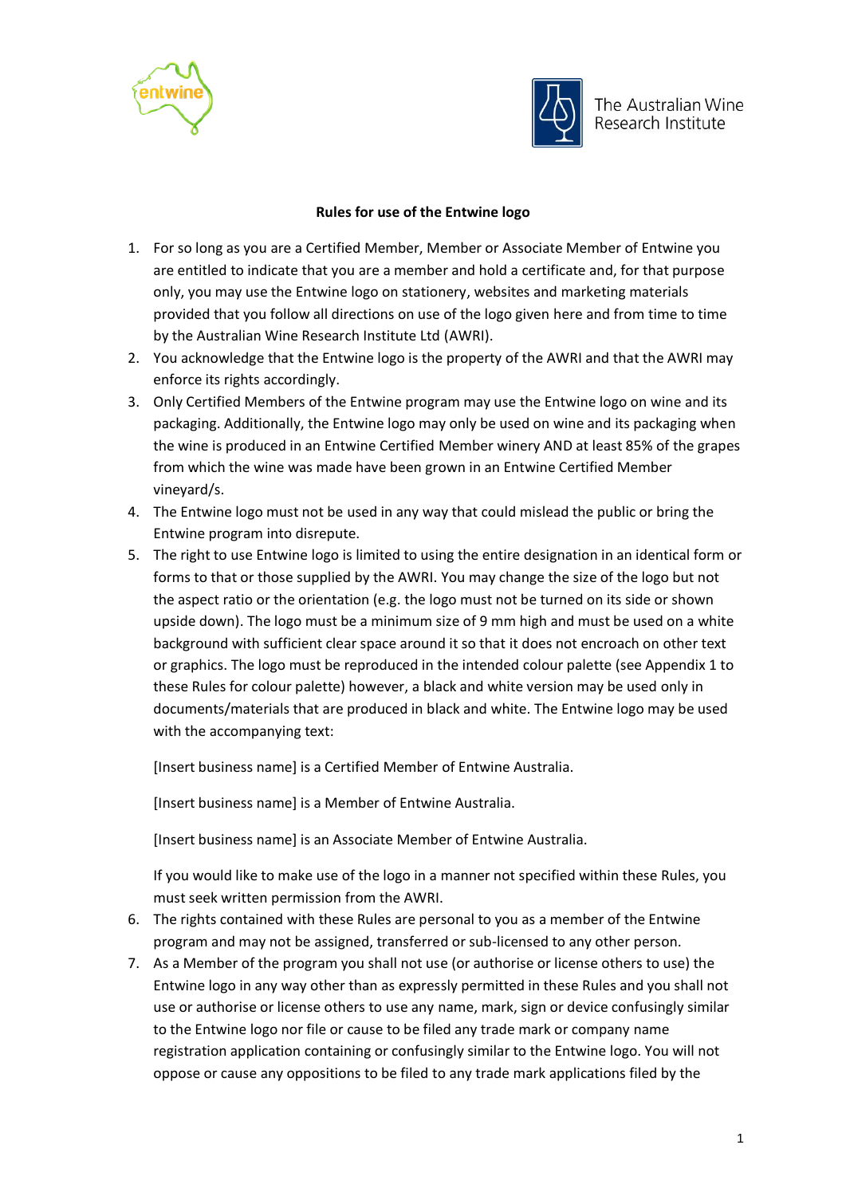**Rules for use of the Entwine logo**

1. For so long as you are a Certified Member, Member or Associate Member of Entwine you are entitled to indicate that you are a member and hold a certificate and, for that purpose only, you may use the Entwine logo on stationery, websites and marketing materials provided that you follow all directions on use of the logo given here and from time to time by the Australian Wine Research Institute Ltd (AWRI).
2. You acknowledge that the Entwine logo is the property of the AWRI and that the AWRI may enforce its rights accordingly.
3. Only Certified Members of the Entwine program may use the Entwine logo on wine and its packaging. Additionally, the Entwine logo may only be used on wine and its packaging when the wine is produced in an Entwine Certified Member winery AND at least 85% of the grapes from which the wine was made have been grown in an Entwine Certified Member vineyard/s.
4. The Entwine logo must not be used in any way that could mislead the public or bring the Entwine program into disrepute.
5. The right to use Entwine logo is limited to using the entire designation in an identical form or forms to that or those supplied by the AWRI. You may change the size of the logo but not the aspect ratio or the orientation (e.g. the logo must not be turned on its side or shown upside down). The logo must be a minimum size of 9 mm high and must be used on a white background with sufficient clear space around it so that it does not encroach on other text or graphics. The logo must be reproduced in the intended colour palette (see Appendix 1 to these Rules for colour palette) however, a black and white version may be used only in documents/materials that are produced in black and white. The Entwine logo may be used with the accompanying text:

   [Insert business name] is a Certified Member of Entwine Australia.

   [Insert business name] is a Member of Entwine Australia.

   [Insert business name] is an Associate Member of Entwine Australia.

   If you would like to make use of the logo in a manner not specified within these Rules, you must seek written permission from the AWRI.
6. The rights contained with these Rules are personal to you as a member of the Entwine program and may not be assigned, transferred or sub-licensed to any other person.
7. As a Member of the program you shall not use (or authorise or license others to use) the Entwine logo in any way other than as expressly permitted in these Rules and you shall not use or authorise or license others to use any name, mark, sign or device confusingly similar to the Entwine logo nor file or cause to be filed any trade mark or company name registration application containing or confusingly similar to the Entwine logo. You will not oppose or cause any oppositions to be filed to any trade mark applications filed by the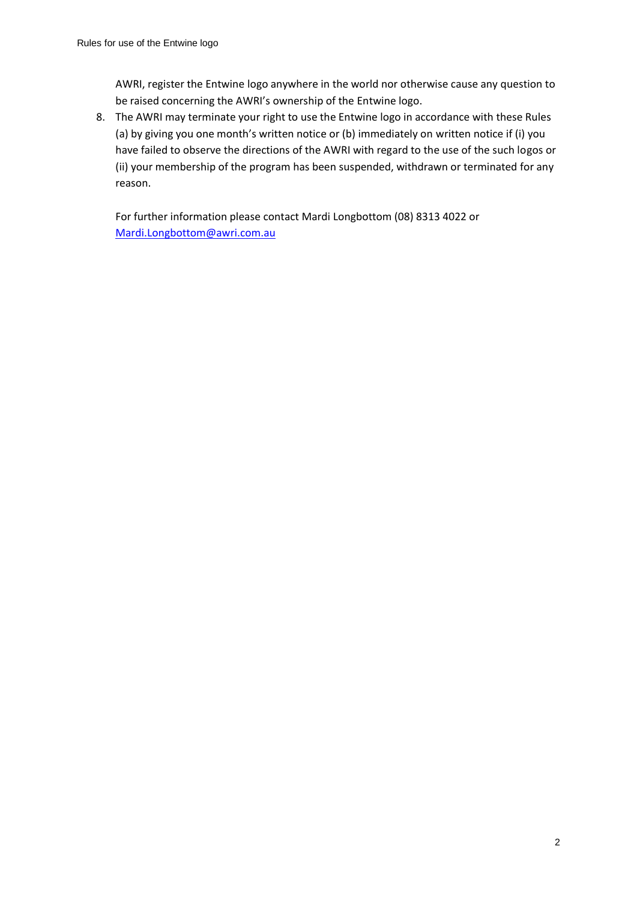AWRI, register the Entwine logo anywhere in the world nor otherwise cause any question to be raised concerning the AWRI's ownership of the Entwine logo.

8. The AWRI may terminate your right to use the Entwine logo in accordance with these Rules (a) by giving you one month's written notice or (b) immediately on written notice if (i) you have failed to observe the directions of the AWRI with regard to the use of the such logos or (ii) your membership of the program has been suspended, withdrawn or terminated for any reason.

   For further information please contact Mardi Longbottom (08) 8313 4022 or [Mardi.Longbottom@awri.com.au](mailto:Mardi.Longbottom@awri.com.au)